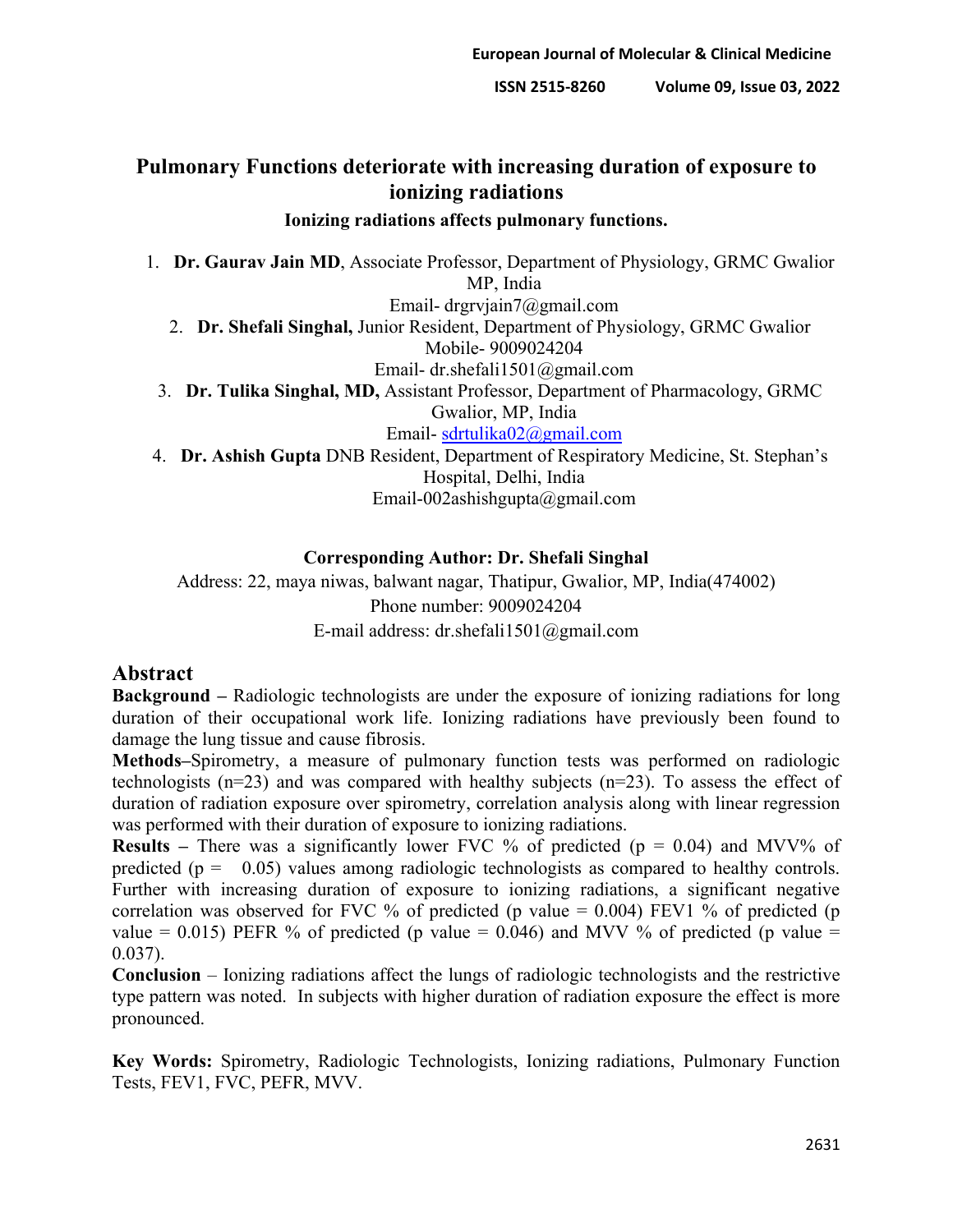# Pulmonary Functions deteriorate with increasing duration of exposure to ionizing radiations

**Ionizing radiations affects pulmonary functions.**

1. **Dr. Gaurav Jain MD**, Associate Professor, Department of Physiology, GRMC Gwalior MP, India
   Email- drgrvjain7@gmail.com
2. **Dr. Shefali Singhal,** Junior Resident, Department of Physiology, GRMC Gwalior
   Mobile- 9009024204
   Email- dr.shefali1501@gmail.com
3. **Dr. Tulika Singhal, MD,** Assistant Professor, Department of Pharmacology, GRMC Gwalior, MP, India
   Email- sdrtulika02@gmail.com
4. **Dr. Ashish Gupta** DNB Resident, Department of Respiratory Medicine, St. Stephan's Hospital, Delhi, India
   Email-002ashishgupta@gmail.com

**Corresponding Author: Dr. Shefali Singhal**

Address: 22, maya niwas, balwant nagar, Thatipur, Gwalior, MP, India(474002)

Phone number: 9009024204

E-mail address: dr.shefali1501@gmail.com

## Abstract

**Background –** Radiologic technologists are under the exposure of ionizing radiations for long duration of their occupational work life. Ionizing radiations have previously been found to damage the lung tissue and cause fibrosis.

**Methods–**Spirometry, a measure of pulmonary function tests was performed on radiologic technologists (n=23) and was compared with healthy subjects (n=23). To assess the effect of duration of radiation exposure over spirometry, correlation analysis along with linear regression was performed with their duration of exposure to ionizing radiations.

**Results –** There was a significantly lower FVC % of predicted (p = 0.04) and MVV% of predicted (p = 0.05) values among radiologic technologists as compared to healthy controls. Further with increasing duration of exposure to ionizing radiations, a significant negative correlation was observed for FVC % of predicted (p value = 0.004) FEV1 % of predicted (p value = 0.015) PEFR % of predicted (p value = 0.046) and MVV % of predicted (p value = 0.037).

**Conclusion** – Ionizing radiations affect the lungs of radiologic technologists and the restrictive type pattern was noted. In subjects with higher duration of radiation exposure the effect is more pronounced.

**Key Words:** Spirometry, Radiologic Technologists, Ionizing radiations, Pulmonary Function Tests, FEV1, FVC, PEFR, MVV.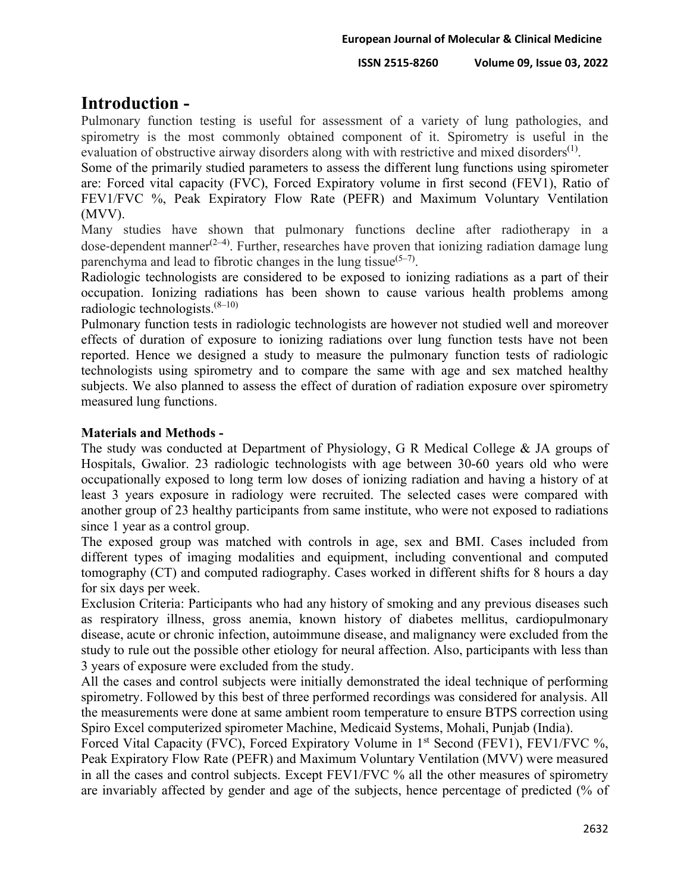## Introduction -

Pulmonary function testing is useful for assessment of a variety of lung pathologies, and spirometry is the most commonly obtained component of it. Spirometry is useful in the evaluation of obstructive airway disorders along with with restrictive and mixed disorders[1].

Some of the primarily studied parameters to assess the different lung functions using spirometer are: Forced vital capacity (FVC), Forced Expiratory volume in first second (FEV1), Ratio of FEV1/FVC %, Peak Expiratory Flow Rate (PEFR) and Maximum Voluntary Ventilation (MVV).

Many studies have shown that pulmonary functions decline after radiotherapy in a dose-dependent manner[2–4]. Further, researches have proven that ionizing radiation damage lung parenchyma and lead to fibrotic changes in the lung tissue[5–7].

Radiologic technologists are considered to be exposed to ionizing radiations as a part of their occupation. Ionizing radiations has been shown to cause various health problems among radiologic technologists.[8–10]

Pulmonary function tests in radiologic technologists are however not studied well and moreover effects of duration of exposure to ionizing radiations over lung function tests have not been reported. Hence we designed a study to measure the pulmonary function tests of radiologic technologists using spirometry and to compare the same with age and sex matched healthy subjects. We also planned to assess the effect of duration of radiation exposure over spirometry measured lung functions.

**Materials and Methods -**

The study was conducted at Department of Physiology, G R Medical College & JA groups of Hospitals, Gwalior. 23 radiologic technologists with age between 30-60 years old who were occupationally exposed to long term low doses of ionizing radiation and having a history of at least 3 years exposure in radiology were recruited. The selected cases were compared with another group of 23 healthy participants from same institute, who were not exposed to radiations since 1 year as a control group.

The exposed group was matched with controls in age, sex and BMI. Cases included from different types of imaging modalities and equipment, including conventional and computed tomography (CT) and computed radiography. Cases worked in different shifts for 8 hours a day for six days per week.

Exclusion Criteria: Participants who had any history of smoking and any previous diseases such as respiratory illness, gross anemia, known history of diabetes mellitus, cardiopulmonary disease, acute or chronic infection, autoimmune disease, and malignancy were excluded from the study to rule out the possible other etiology for neural affection. Also, participants with less than 3 years of exposure were excluded from the study.

All the cases and control subjects were initially demonstrated the ideal technique of performing spirometry. Followed by this best of three performed recordings was considered for analysis. All the measurements were done at same ambient room temperature to ensure BTPS correction using Spiro Excel computerized spirometer Machine, Medicaid Systems, Mohali, Punjab (India).

Forced Vital Capacity (FVC), Forced Expiratory Volume in 1st Second (FEV1), FEV1/FVC %, Peak Expiratory Flow Rate (PEFR) and Maximum Voluntary Ventilation (MVV) were measured in all the cases and control subjects. Except FEV1/FVC % all the other measures of spirometry are invariably affected by gender and age of the subjects, hence percentage of predicted (% of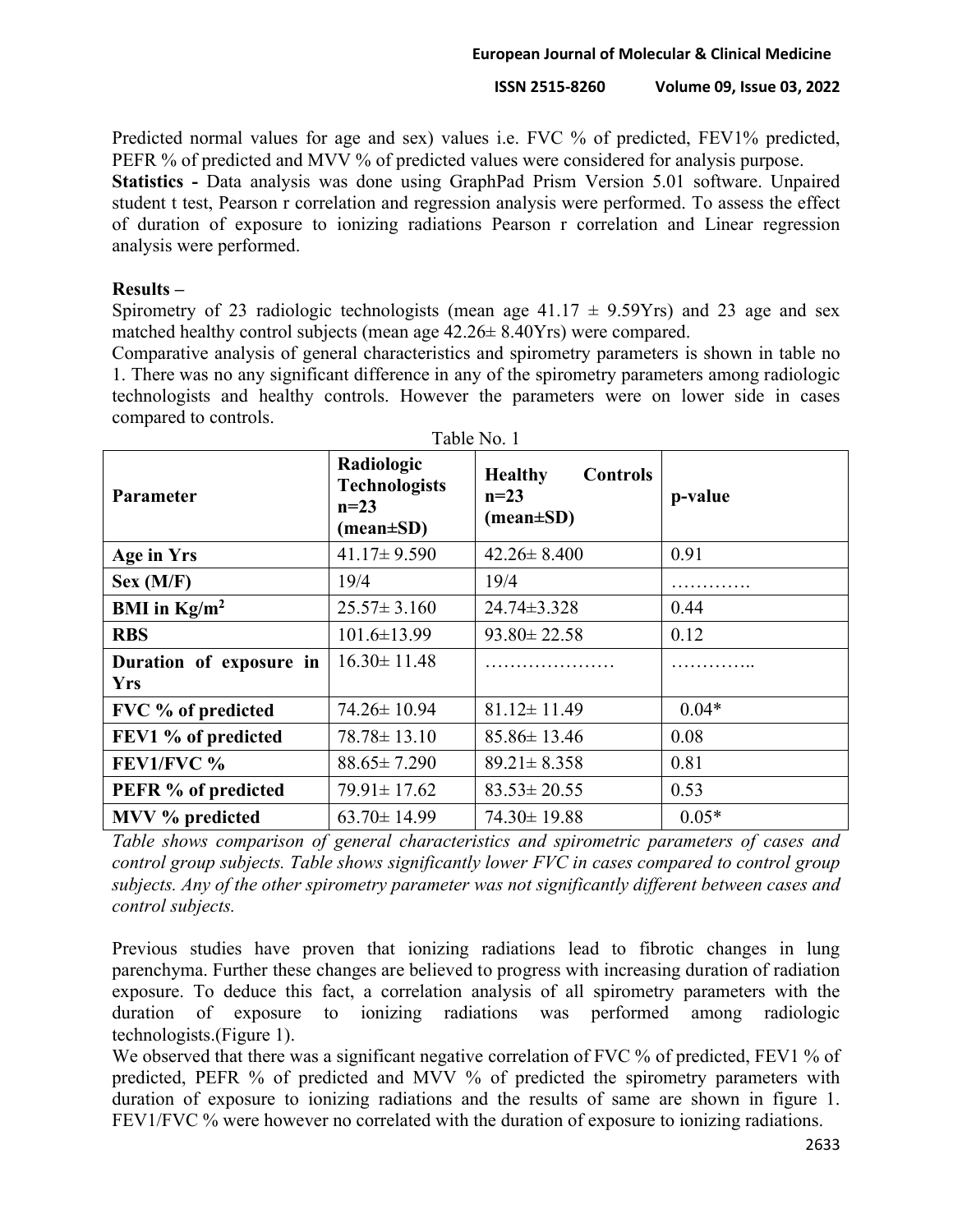Predicted normal values for age and sex) values i.e. FVC % of predicted, FEV1% predicted, PEFR % of predicted and MVV % of predicted values were considered for analysis purpose.

**Statistics -** Data analysis was done using GraphPad Prism Version 5.01 software. Unpaired student t test, Pearson r correlation and regression analysis were performed. To assess the effect of duration of exposure to ionizing radiations Pearson r correlation and Linear regression analysis were performed.

**Results –**

Spirometry of 23 radiologic technologists (mean age 41.17 ± 9.59Yrs) and 23 age and sex matched healthy control subjects (mean age 42.26± 8.40Yrs) were compared.

Comparative analysis of general characteristics and spirometry parameters is shown in table no 1. There was no any significant difference in any of the spirometry parameters among radiologic technologists and healthy controls. However the parameters were on lower side in cases compared to controls.

Table No. 1

| Parameter | Radiologic Technologists n=23 (mean±SD) | Healthy Controls n=23 (mean±SD) | p-value |
|---|---|---|---|
| **Age in Yrs** | 41.17± 9.590 | 42.26± 8.400 | 0.91 |
| **Sex (M/F)** | 19/4 | 19/4 | …………. |
| **BMI in Kg/m$^2$** | 25.57± 3.160 | 24.74±3.328 | 0.44 |
| **RBS** | 101.6±13.99 | 93.80± 22.58 | 0.12 |
| **Duration of exposure in Yrs** | 16.30± 11.48 | ………………… | ………….. |
| **FVC % of predicted** | 74.26± 10.94 | 81.12± 11.49 | 0.04* |
| **FEV1 % of predicted** | 78.78± 13.10 | 85.86± 13.46 | 0.08 |
| **FEV1/FVC %** | 88.65± 7.290 | 89.21± 8.358 | 0.81 |
| **PEFR % of predicted** | 79.91± 17.62 | 83.53± 20.55 | 0.53 |
| **MVV % predicted** | 63.70± 14.99 | 74.30± 19.88 | 0.05* |

*Table shows comparison of general characteristics and spirometric parameters of cases and control group subjects. Table shows significantly lower FVC in cases compared to control group subjects. Any of the other spirometry parameter was not significantly different between cases and control subjects.*

Previous studies have proven that ionizing radiations lead to fibrotic changes in lung parenchyma. Further these changes are believed to progress with increasing duration of radiation exposure. To deduce this fact, a correlation analysis of all spirometry parameters with the duration of exposure to ionizing radiations was performed among radiologic technologists.(Figure 1).

We observed that there was a significant negative correlation of FVC % of predicted, FEV1 % of predicted, PEFR % of predicted and MVV % of predicted the spirometry parameters with duration of exposure to ionizing radiations and the results of same are shown in figure 1. FEV1/FVC % were however no correlated with the duration of exposure to ionizing radiations.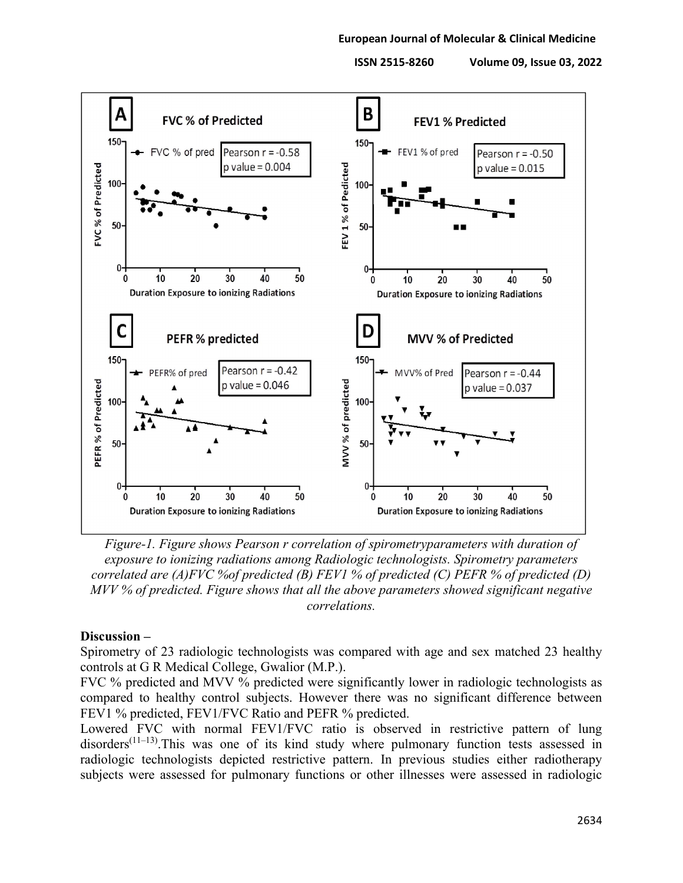*Figure-1. Figure shows Pearson r correlation of spirometryparameters with duration of exposure to ionizing radiations among Radiologic technologists. Spirometry parameters correlated are (A)FVC %of predicted (B) FEV1 % of predicted (C) PEFR % of predicted (D) MVV % of predicted. Figure shows that all the above parameters showed significant negative correlations.*

**Discussion –**

Spirometry of 23 radiologic technologists was compared with age and sex matched 23 healthy controls at G R Medical College, Gwalior (M.P.).

FVC % predicted and MVV % predicted were significantly lower in radiologic technologists as compared to healthy control subjects. However there was no significant difference between FEV1 % predicted, FEV1/FVC Ratio and PEFR % predicted.

Lowered FVC with normal FEV1/FVC ratio is observed in restrictive pattern of lung disorders[11–13].This was one of its kind study where pulmonary function tests assessed in radiologic technologists depicted restrictive pattern. In previous studies either radiotherapy subjects were assessed for pulmonary functions or other illnesses were assessed in radiologic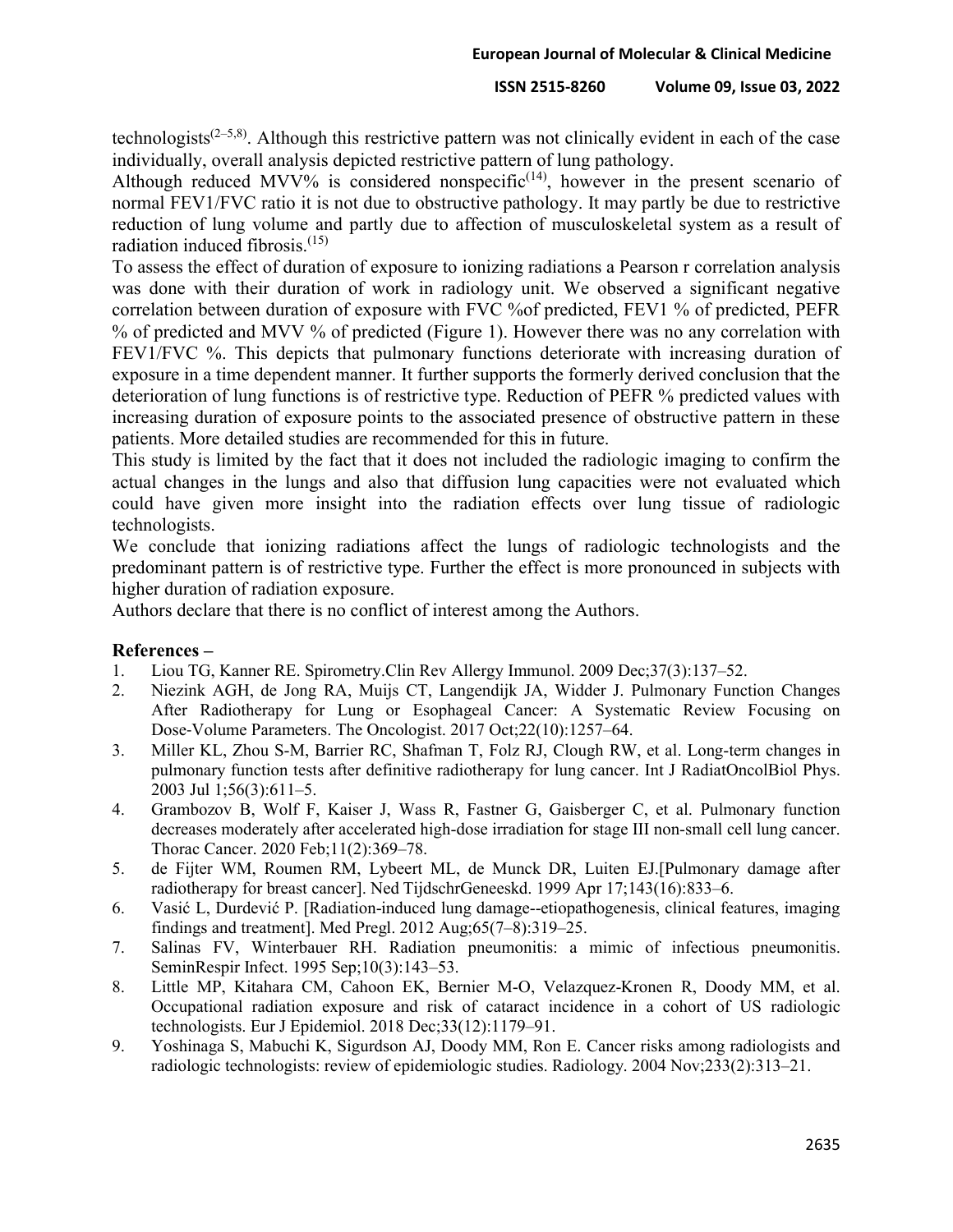technologists[2–5,8]. Although this restrictive pattern was not clinically evident in each of the case individually, overall analysis depicted restrictive pattern of lung pathology.

Although reduced MVV% is considered nonspecific[14], however in the present scenario of normal FEV1/FVC ratio it is not due to obstructive pathology. It may partly be due to restrictive reduction of lung volume and partly due to affection of musculoskeletal system as a result of radiation induced fibrosis.[15]

To assess the effect of duration of exposure to ionizing radiations a Pearson r correlation analysis was done with their duration of work in radiology unit. We observed a significant negative correlation between duration of exposure with FVC %of predicted, FEV1 % of predicted, PEFR % of predicted and MVV % of predicted (Figure 1). However there was no any correlation with FEV1/FVC %. This depicts that pulmonary functions deteriorate with increasing duration of exposure in a time dependent manner. It further supports the formerly derived conclusion that the deterioration of lung functions is of restrictive type. Reduction of PEFR % predicted values with increasing duration of exposure points to the associated presence of obstructive pattern in these patients. More detailed studies are recommended for this in future.

This study is limited by the fact that it does not included the radiologic imaging to confirm the actual changes in the lungs and also that diffusion lung capacities were not evaluated which could have given more insight into the radiation effects over lung tissue of radiologic technologists.

We conclude that ionizing radiations affect the lungs of radiologic technologists and the predominant pattern is of restrictive type. Further the effect is more pronounced in subjects with higher duration of radiation exposure.

Authors declare that there is no conflict of interest among the Authors.

## References –

1. Liou TG, Kanner RE. Spirometry.Clin Rev Allergy Immunol. 2009 Dec;37(3):137–52.
2. Niezink AGH, de Jong RA, Muijs CT, Langendijk JA, Widder J. Pulmonary Function Changes After Radiotherapy for Lung or Esophageal Cancer: A Systematic Review Focusing on Dose-Volume Parameters. The Oncologist. 2017 Oct;22(10):1257–64.
3. Miller KL, Zhou S-M, Barrier RC, Shafman T, Folz RJ, Clough RW, et al. Long-term changes in pulmonary function tests after definitive radiotherapy for lung cancer. Int J RadiatOncolBiol Phys. 2003 Jul 1;56(3):611–5.
4. Grambozov B, Wolf F, Kaiser J, Wass R, Fastner G, Gaisberger C, et al. Pulmonary function decreases moderately after accelerated high-dose irradiation for stage III non-small cell lung cancer. Thorac Cancer. 2020 Feb;11(2):369–78.
5. de Fijter WM, Roumen RM, Lybeert ML, de Munck DR, Luiten EJ.[Pulmonary damage after radiotherapy for breast cancer]. Ned TijdschrGeneeskd. 1999 Apr 17;143(16):833–6.
6. Vasić L, Durdević P. [Radiation-induced lung damage--etiopathogenesis, clinical features, imaging findings and treatment]. Med Pregl. 2012 Aug;65(7–8):319–25.
7. Salinas FV, Winterbauer RH. Radiation pneumonitis: a mimic of infectious pneumonitis. SeminRespir Infect. 1995 Sep;10(3):143–53.
8. Little MP, Kitahara CM, Cahoon EK, Bernier M-O, Velazquez-Kronen R, Doody MM, et al. Occupational radiation exposure and risk of cataract incidence in a cohort of US radiologic technologists. Eur J Epidemiol. 2018 Dec;33(12):1179–91.
9. Yoshinaga S, Mabuchi K, Sigurdson AJ, Doody MM, Ron E. Cancer risks among radiologists and radiologic technologists: review of epidemiologic studies. Radiology. 2004 Nov;233(2):313–21.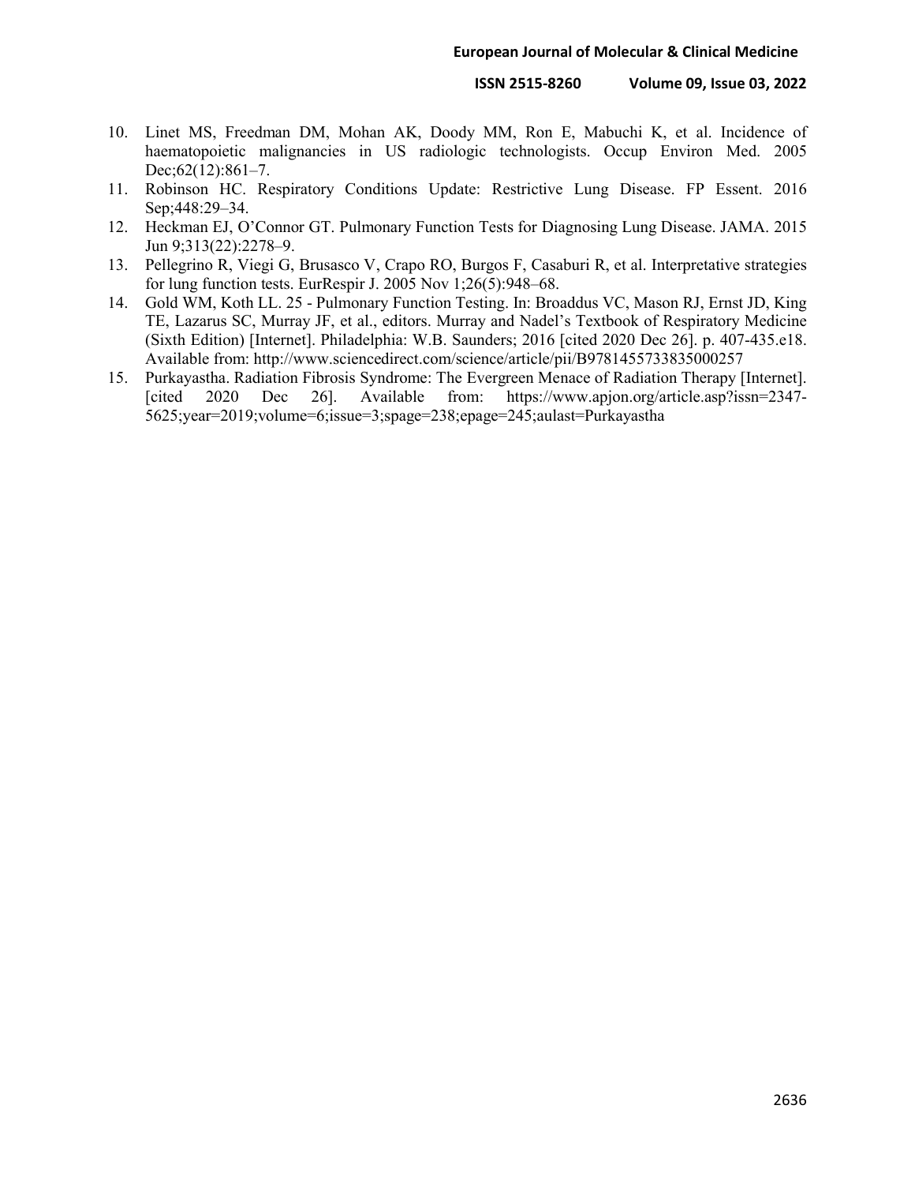10. Linet MS, Freedman DM, Mohan AK, Doody MM, Ron E, Mabuchi K, et al. Incidence of haematopoietic malignancies in US radiologic technologists. Occup Environ Med. 2005 Dec;62(12):861–7.
11. Robinson HC. Respiratory Conditions Update: Restrictive Lung Disease. FP Essent. 2016 Sep;448:29–34.
12. Heckman EJ, O'Connor GT. Pulmonary Function Tests for Diagnosing Lung Disease. JAMA. 2015 Jun 9;313(22):2278–9.
13. Pellegrino R, Viegi G, Brusasco V, Crapo RO, Burgos F, Casaburi R, et al. Interpretative strategies for lung function tests. EurRespir J. 2005 Nov 1;26(5):948–68.
14. Gold WM, Koth LL. 25 - Pulmonary Function Testing. In: Broaddus VC, Mason RJ, Ernst JD, King TE, Lazarus SC, Murray JF, et al., editors. Murray and Nadel's Textbook of Respiratory Medicine (Sixth Edition) [Internet]. Philadelphia: W.B. Saunders; 2016 [cited 2020 Dec 26]. p. 407-435.e18. Available from: http://www.sciencedirect.com/science/article/pii/B9781455733835000257
15. Purkayastha. Radiation Fibrosis Syndrome: The Evergreen Menace of Radiation Therapy [Internet]. [cited 2020 Dec 26]. Available from: https://www.apjon.org/article.asp?issn=2347-5625;year=2019;volume=6;issue=3;spage=238;epage=245;aulast=Purkayastha